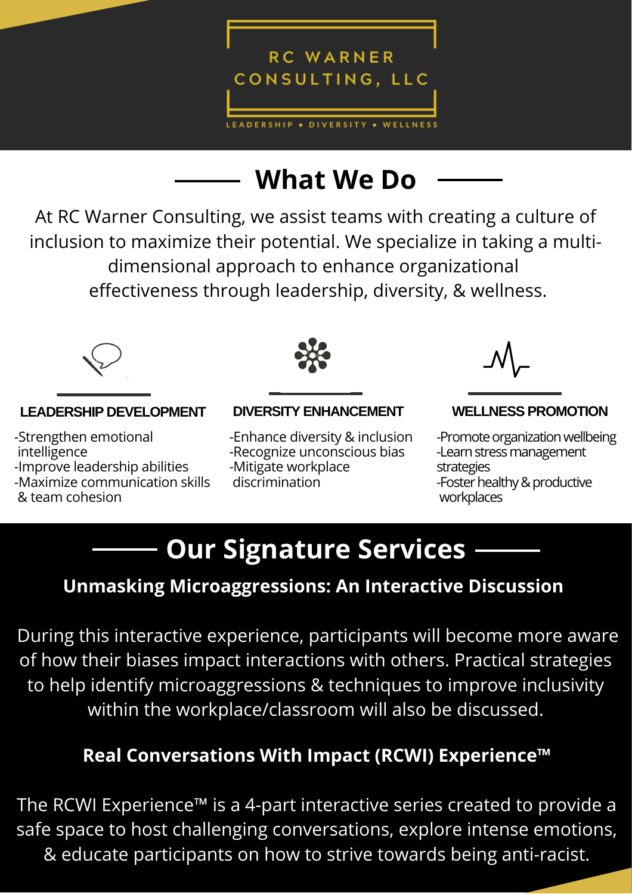# RC WARNER CONSULTING, LLC

LEADERSHIP • DIVERSITY • WELLNESS

## What We Do

At RC Warner Consulting, we assist teams with creating a culture of inclusion to maximize their potential. We specialize in taking a multi-dimensional approach to enhance organizational effectiveness through leadership, diversity, & wellness.

### LEADERSHIP DEVELOPMENT

- Strengthen emotional intelligence
- Improve leadership abilities
- Maximize communication skills & team cohesion

### DIVERSITY ENHANCEMENT

- Enhance diversity & inclusion
- Recognize unconscious bias
- Mitigate workplace discrimination

### WELLNESS PROMOTION

- Promote organization wellbeing
- Learn stress management strategies
- Foster healthy & productive workplaces

## Our Signature Services

### Unmasking Microaggressions: An Interactive Discussion

During this interactive experience, participants will become more aware of how their biases impact interactions with others. Practical strategies to help identify microaggressions & techniques to improve inclusivity within the workplace/classroom will also be discussed.

### Real Conversations With Impact (RCWI) Experience™

The RCWI Experience™ is a 4-part interactive series created to provide a safe space to host challenging conversations, explore intense emotions, & educate participants on how to strive towards being anti-racist.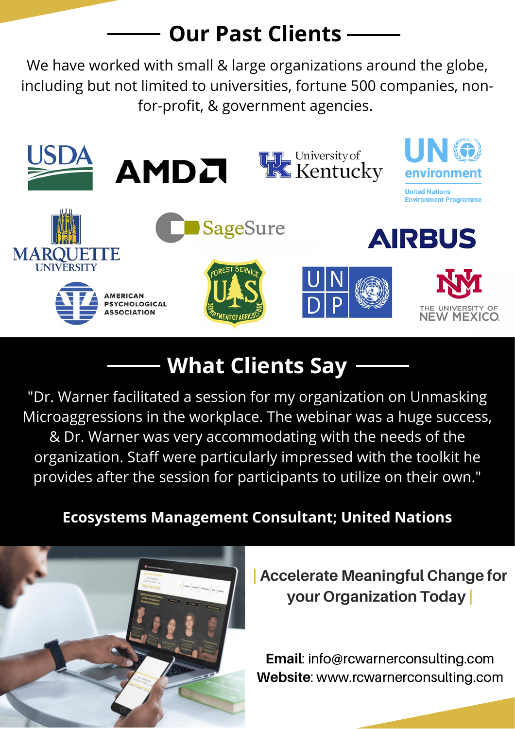## Our Past Clients

We have worked with small & large organizations around the globe, including but not limited to universities, fortune 500 companies, non-for-profit, & government agencies.

USDA

AMD

University of Kentucky

UN environment
United Nations Environment Programme

Marquette University

SageSure

AIRBUS

American Psychological Association

Forest Service U.S. Department of Agriculture

UNDP

The University of New Mexico

## What Clients Say

"Dr. Warner facilitated a session for my organization on Unmasking Microaggressions in the workplace. The webinar was a huge success, & Dr. Warner was very accommodating with the needs of the organization. Staff were particularly impressed with the toolkit he provides after the session for participants to utilize on their own."

**Ecosystems Management Consultant; United Nations**

**| Accelerate Meaningful Change for your Organization Today |**

**Email**: info@rcwarnerconsulting.com
**Website**: www.rcwarnerconsulting.com